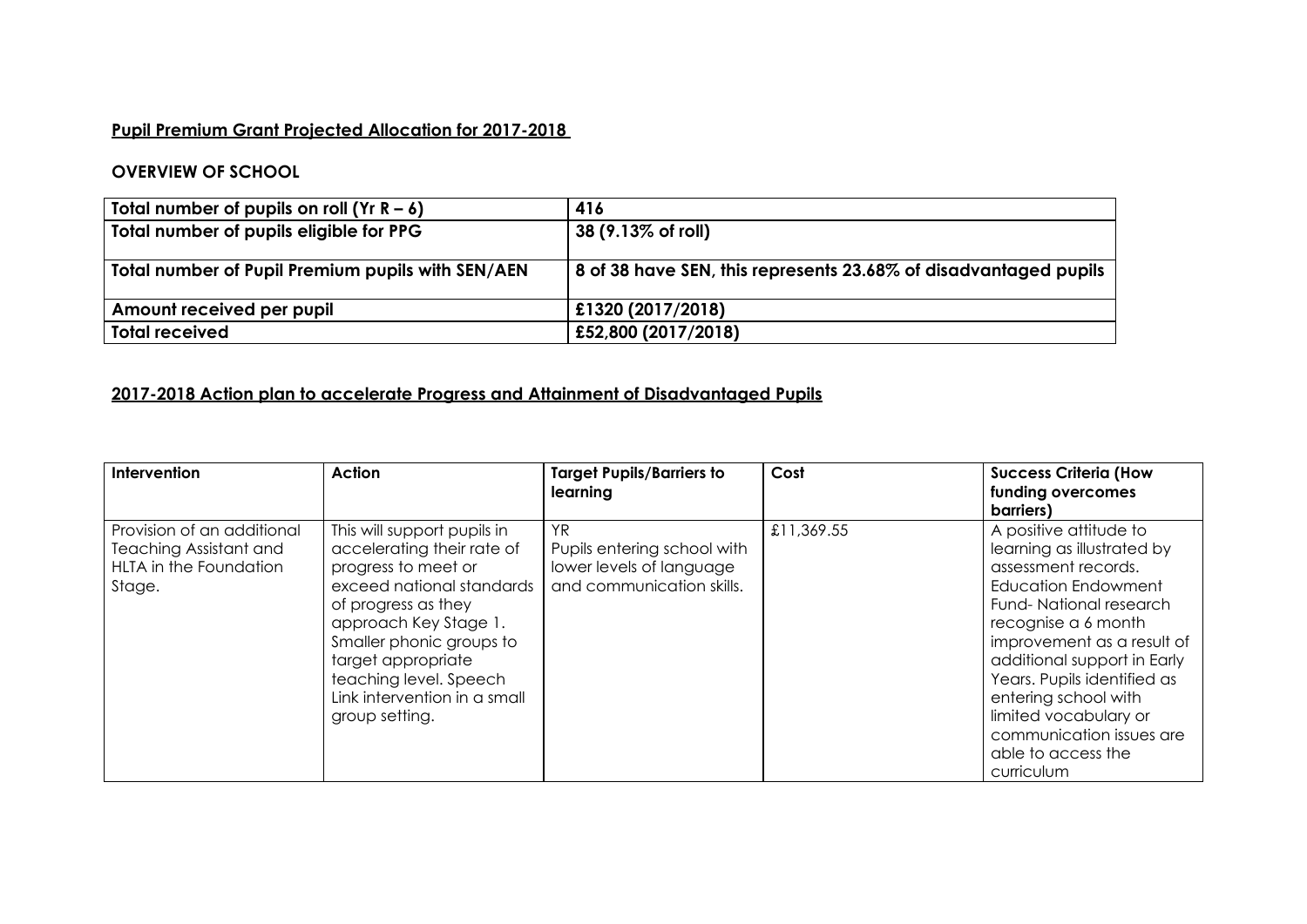## Pupil Premium Grant Projected Allocation for 2017-2018

### OVERVIEW OF SCHOOL

| Total number of pupils on roll (Yr R – 6) | 416 |
|---|---|
| Total number of pupils eligible for PPG | 38 (9.13% of roll) |
| Total number of Pupil Premium pupils with SEN/AEN | 8 of 38 have SEN, this represents 23.68% of disadvantaged pupils |
| Amount received per pupil | £1320 (2017/2018) |
| Total received | £52,800 (2017/2018) |

## 2017-2018 Action plan to accelerate Progress and Attainment of Disadvantaged Pupils

| Intervention | Action | Target Pupils/Barriers to learning | Cost | Success Criteria (How funding overcomes barriers) |
|---|---|---|---|---|
| Provision of an additional Teaching Assistant and HLTA in the Foundation Stage. | This will support pupils in accelerating their rate of progress to meet or exceed national standards of progress as they approach Key Stage 1. Smaller phonic groups to target appropriate teaching level. Speech Link intervention in a small group setting. | YR<br>Pupils entering school with lower levels of language and communication skills. | £11,369.55 | A positive attitude to learning as illustrated by assessment records. Education Endowment Fund- National research recognise a 6 month improvement as a result of additional support in Early Years. Pupils identified as entering school with limited vocabulary or communication issues are able to access the curriculum |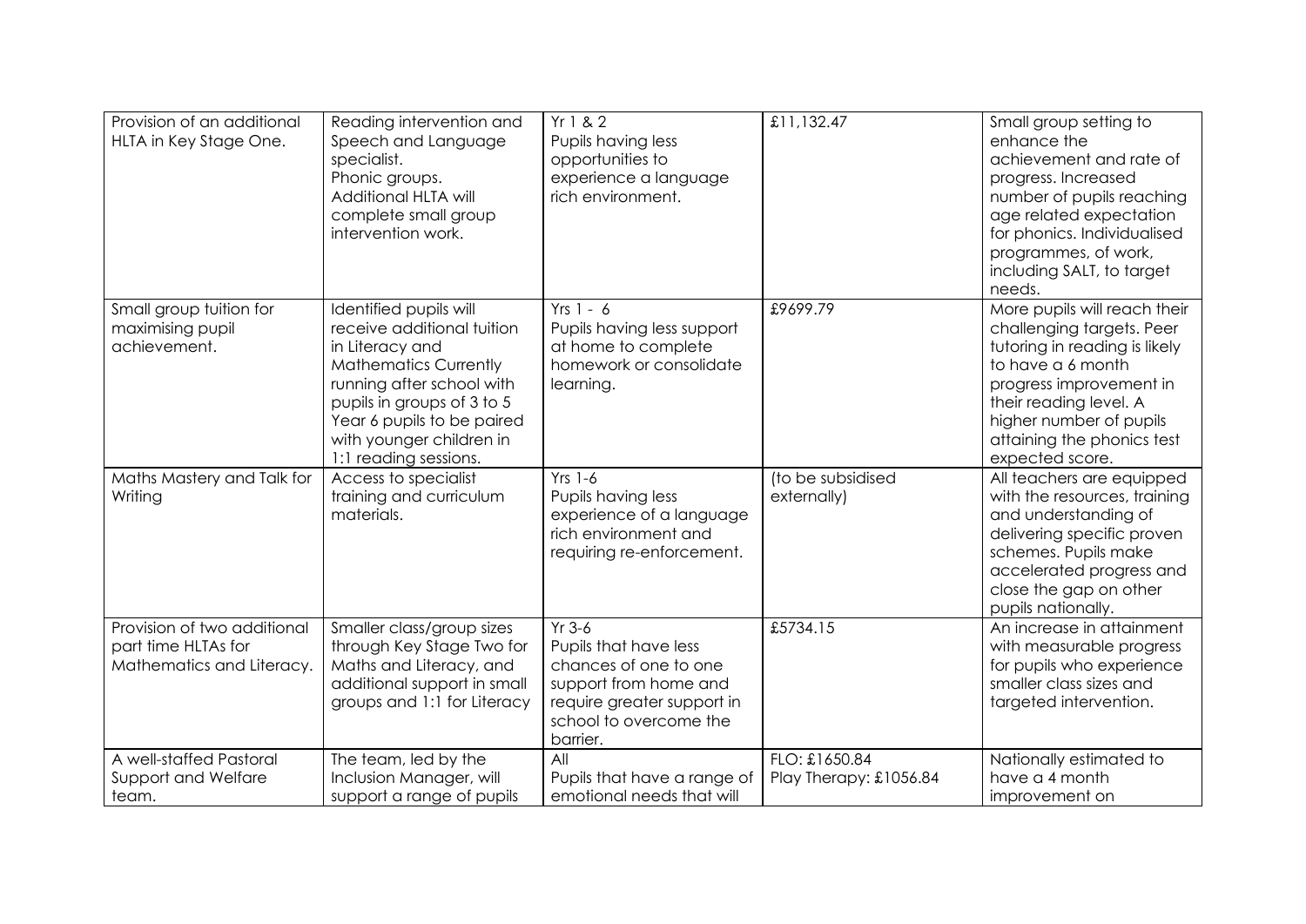| | | | | |
|---|---|---|---|---|
| Provision of an additional HLTA in Key Stage One. | Reading intervention and Speech and Language specialist. Phonic groups. Additional HLTA will complete small group intervention work. | Yr 1 & 2 Pupils having less opportunities to experience a language rich environment. | £11,132.47 | Small group setting to enhance the achievement and rate of progress. Increased number of pupils reaching age related expectation for phonics. Individualised programmes, of work, including SALT, to target needs. |
| Small group tuition for maximising pupil achievement. | Identified pupils will receive additional tuition in Literacy and Mathematics Currently running after school with pupils in groups of 3 to 5 Year 6 pupils to be paired with younger children in 1:1 reading sessions. | Yrs 1 - 6 Pupils having less support at home to complete homework or consolidate learning. | £9699.79 | More pupils will reach their challenging targets. Peer tutoring in reading is likely to have a 6 month progress improvement in their reading level. A higher number of pupils attaining the phonics test expected score. |
| Maths Mastery and Talk for Writing | Access to specialist training and curriculum materials. | Yrs 1-6 Pupils having less experience of a language rich environment and requiring re-enforcement. | (to be subsidised externally) | All teachers are equipped with the resources, training and understanding of delivering specific proven schemes. Pupils make accelerated progress and close the gap on other pupils nationally. |
| Provision of two additional part time HLTAs for Mathematics and Literacy. | Smaller class/group sizes through Key Stage Two for Maths and Literacy, and additional support in small groups and 1:1 for Literacy | Yr 3-6 Pupils that have less chances of one to one support from home and require greater support in school to overcome the barrier. | £5734.15 | An increase in attainment with measurable progress for pupils who experience smaller class sizes and targeted intervention. |
| A well-staffed Pastoral Support and Welfare team. | The team, led by the Inclusion Manager, will support a range of pupils | All Pupils that have a range of emotional needs that will | FLO: £1650.84 Play Therapy: £1056.84 | Nationally estimated to have a 4 month improvement on |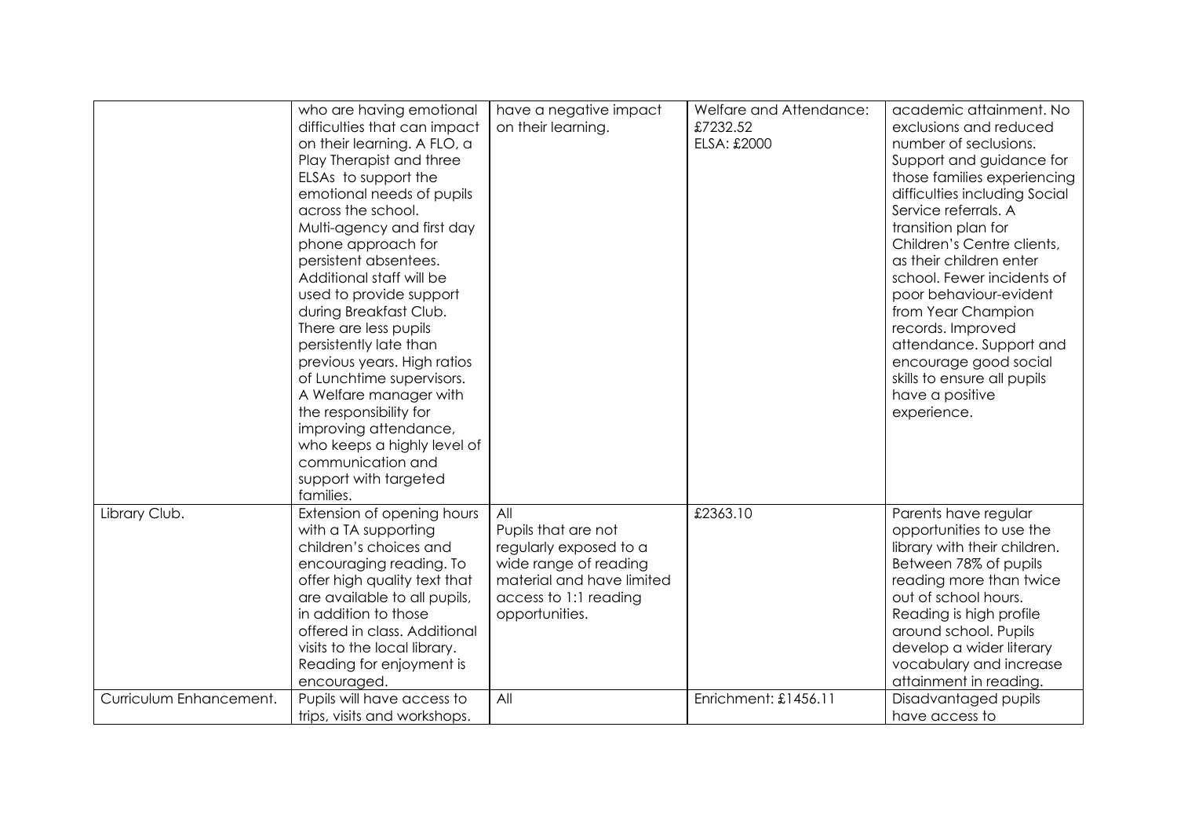| | | | | |
|---|---|---|---|---|
| | who are having emotional difficulties that can impact on their learning. A FLO, a Play Therapist and three ELSAs to support the emotional needs of pupils across the school. Multi-agency and first day phone approach for persistent absentees. Additional staff will be used to provide support during Breakfast Club. There are less pupils persistently late than previous years. High ratios of Lunchtime supervisors. A Welfare manager with the responsibility for improving attendance, who keeps a highly level of communication and support with targeted families. | have a negative impact on their learning. | Welfare and Attendance: £7232.52 ELSA: £2000 | academic attainment. No exclusions and reduced number of seclusions. Support and guidance for those families experiencing difficulties including Social Service referrals. A transition plan for Children's Centre clients, as their children enter school. Fewer incidents of poor behaviour-evident from Year Champion records. Improved attendance. Support and encourage good social skills to ensure all pupils have a positive experience. |
| Library Club. | Extension of opening hours with a TA supporting children's choices and encouraging reading. To offer high quality text that are available to all pupils, in addition to those offered in class. Additional visits to the local library. Reading for enjoyment is encouraged. | All Pupils that are not regularly exposed to a wide range of reading material and have limited access to 1:1 reading opportunities. | £2363.10 | Parents have regular opportunities to use the library with their children. Between 78% of pupils reading more than twice out of school hours. Reading is high profile around school. Pupils develop a wider literary vocabulary and increase attainment in reading. |
| Curriculum Enhancement. | Pupils will have access to trips, visits and workshops. | All | Enrichment: £1456.11 | Disadvantaged pupils have access to |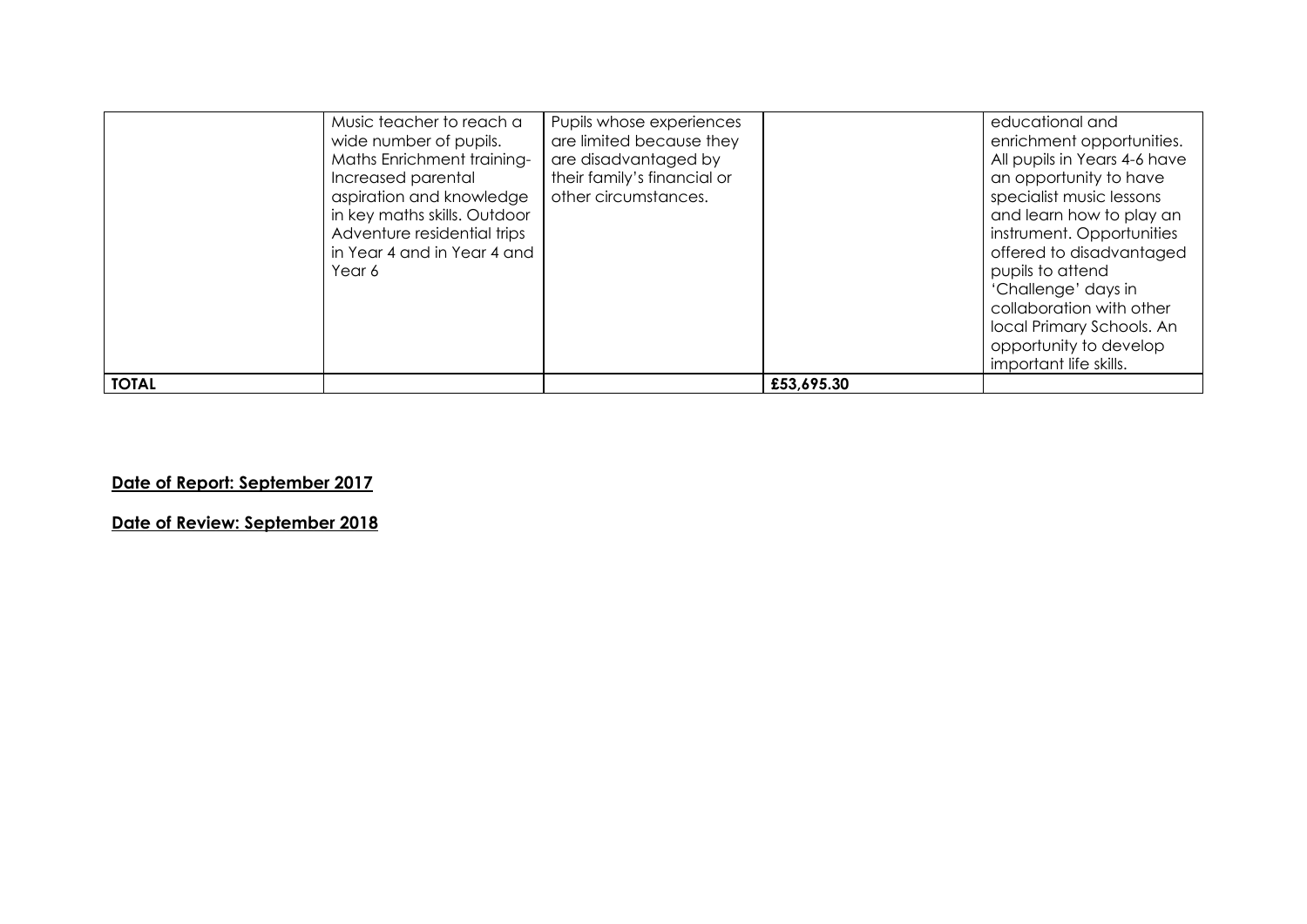| | | | | |
|---|---|---|---|---|
| | Music teacher to reach a wide number of pupils. Maths Enrichment training- Increased parental aspiration and knowledge in key maths skills. Outdoor Adventure residential trips in Year 4 and in Year 4 and Year 6 | Pupils whose experiences are limited because they are disadvantaged by their family's financial or other circumstances. | | educational and enrichment opportunities. All pupils in Years 4-6 have an opportunity to have specialist music lessons and learn how to play an instrument. Opportunities offered to disadvantaged pupils to attend 'Challenge' days in collaboration with other local Primary Schools. An opportunity to develop important life skills. |
| **TOTAL** | | | **£53,695.30** | |

**<u>Date of Report: September 2017</u>**

**<u>Date of Review: September 2018</u>**